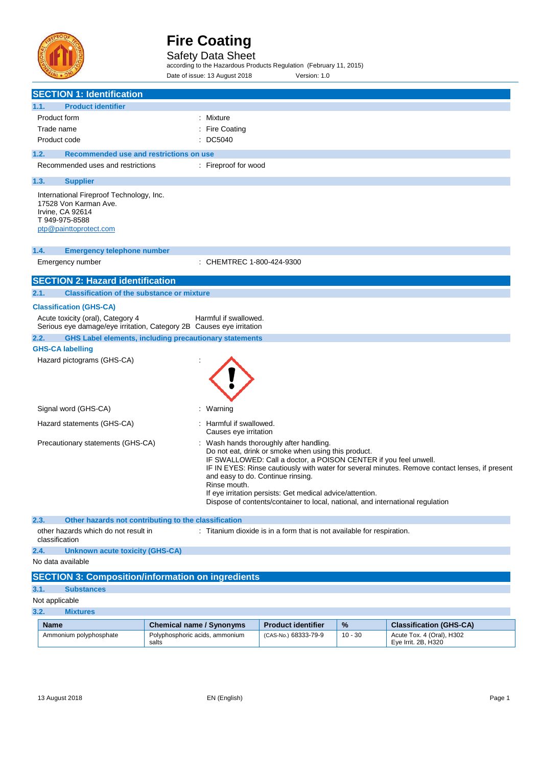# Fire Coating

Safety Data Sheet

according to the Hazardous Products Regulation (February 11, 2015)

Date of issue: 13 August 2018 Version: 1.0

## SECTION 1: Identification

### 1.1. Product identifier

Product form : Mixture

Trade name : Fire Coating

Product code : DC5040

### 1.2. Recommended use and restrictions on use

Recommended uses and restrictions : Fireproof for wood

### 1.3. Supplier

International Fireproof Technology, Inc.
17528 Von Karman Ave.
Irvine, CA 92614
T 949-975-8588
ptp@painttoprotect.com

### 1.4. Emergency telephone number

Emergency number : CHEMTREC 1-800-424-9300

## SECTION 2: Hazard identification

### 2.1. Classification of the substance or mixture

**Classification (GHS-CA)**

Acute toxicity (oral), Category 4 Harmful if swallowed.
Serious eye damage/eye irritation, Category 2B Causes eye irritation

### 2.2. GHS Label elements, including precautionary statements

**GHS-CA labelling**

Hazard pictograms (GHS-CA) :

Signal word (GHS-CA) : Warning

Hazard statements (GHS-CA) : Harmful if swallowed.
Causes eye irritation

Precautionary statements (GHS-CA) : Wash hands thoroughly after handling.
Do not eat, drink or smoke when using this product.
IF SWALLOWED: Call a doctor, a POISON CENTER if you feel unwell.
IF IN EYES: Rinse cautiously with water for several minutes. Remove contact lenses, if present and easy to do. Continue rinsing.
Rinse mouth.
If eye irritation persists: Get medical advice/attention.
Dispose of contents/container to local, national, and international regulation

### 2.3. Other hazards not contributing to the classification

other hazards which do not result in classification : Titanium dioxide is in a form that is not available for respiration.

### 2.4. Unknown acute toxicity (GHS-CA)

No data available

## SECTION 3: Composition/information on ingredients

### 3.1. Substances

Not applicable

### 3.2. Mixtures

| Name | Chemical name / Synonyms | Product identifier | % | Classification (GHS-CA) |
|---|---|---|---|---|
| Ammonium polyphosphate | Polyphosphoric acids, ammonium salts | (CAS-No.) 68333-79-9 | 10 - 30 | Acute Tox. 4 (Oral), H302<br>Eye Irrit. 2B, H320 |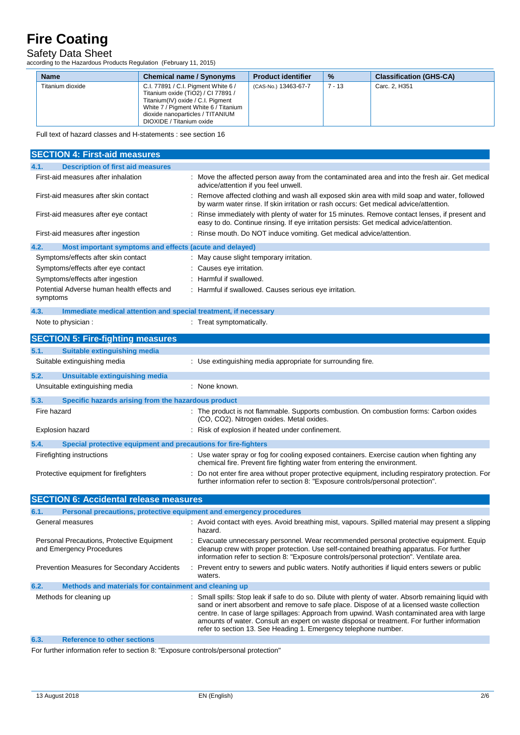| Name | Chemical name / Synonyms | Product identifier | % | Classification (GHS-CA) |
|---|---|---|---|---|
| Titanium dioxide | C.I. 77891 / C.I. Pigment White 6 / Titanium oxide ($TiO_2$) / CI 77891 / Titanium(IV) oxide / C.I. Pigment White 7 / Pigment White 6 / Titanium dioxide nanoparticles / TITANIUM DIOXIDE / Titanium oxide | (CAS-No.) 13463-67-7 | 7 - 13 | Carc. 2, H351 |

Full text of hazard classes and H-statements : see section 16

## SECTION 4: First-aid measures

### 4.1. Description of first aid measures

First-aid measures after inhalation : Move the affected person away from the contaminated area and into the fresh air. Get medical advice/attention if you feel unwell.

First-aid measures after skin contact : Remove affected clothing and wash all exposed skin area with mild soap and water, followed by warm water rinse. If skin irritation or rash occurs: Get medical advice/attention.

First-aid measures after eye contact : Rinse immediately with plenty of water for 15 minutes. Remove contact lenses, if present and easy to do. Continue rinsing. If eye irritation persists: Get medical advice/attention.

First-aid measures after ingestion : Rinse mouth. Do NOT induce vomiting. Get medical advice/attention.

### 4.2. Most important symptoms and effects (acute and delayed)

Symptoms/effects after skin contact : May cause slight temporary irritation.

Symptoms/effects after eye contact : Causes eye irritation.

Symptoms/effects after ingestion : Harmful if swallowed.

Potential Adverse human health effects and symptoms : Harmful if swallowed. Causes serious eye irritation.

### 4.3. Immediate medical attention and special treatment, if necessary

Note to physician : : Treat symptomatically.

## SECTION 5: Fire-fighting measures

### 5.1. Suitable extinguishing media

Suitable extinguishing media : Use extinguishing media appropriate for surrounding fire.

### 5.2. Unsuitable extinguishing media

Unsuitable extinguishing media : None known.

### 5.3. Specific hazards arising from the hazardous product

Fire hazard : The product is not flammable. Supports combustion. On combustion forms: Carbon oxides (CO, $CO_2$). Nitrogen oxides. Metal oxides.

Explosion hazard : Risk of explosion if heated under confinement.

### 5.4. Special protective equipment and precautions for fire-fighters

Firefighting instructions : Use water spray or fog for cooling exposed containers. Exercise caution when fighting any chemical fire. Prevent fire fighting water from entering the environment.

Protective equipment for firefighters : Do not enter fire area without proper protective equipment, including respiratory protection. For further information refer to section 8: "Exposure controls/personal protection".

## SECTION 6: Accidental release measures

### 6.1. Personal precautions, protective equipment and emergency procedures

General measures : Avoid contact with eyes. Avoid breathing mist, vapours. Spilled material may present a slipping hazard.

Personal Precautions, Protective Equipment and Emergency Procedures : Evacuate unnecessary personnel. Wear recommended personal protective equipment. Equip cleanup crew with proper protection. Use self-contained breathing apparatus. For further information refer to section 8: "Exposure controls/personal protection". Ventilate area.

Prevention Measures for Secondary Accidents : Prevent entry to sewers and public waters. Notify authorities if liquid enters sewers or public waters.

### 6.2. Methods and materials for containment and cleaning up

Methods for cleaning up : Small spills: Stop leak if safe to do so. Dilute with plenty of water. Absorb remaining liquid with sand or inert absorbent and remove to safe place. Dispose of at a licensed waste collection centre. In case of large spillages: Approach from upwind. Wash contaminated area with large amounts of water. Consult an expert on waste disposal or treatment. For further information refer to section 13. See Heading 1. Emergency telephone number.

### 6.3. Reference to other sections

For further information refer to section 8: "Exposure controls/personal protection"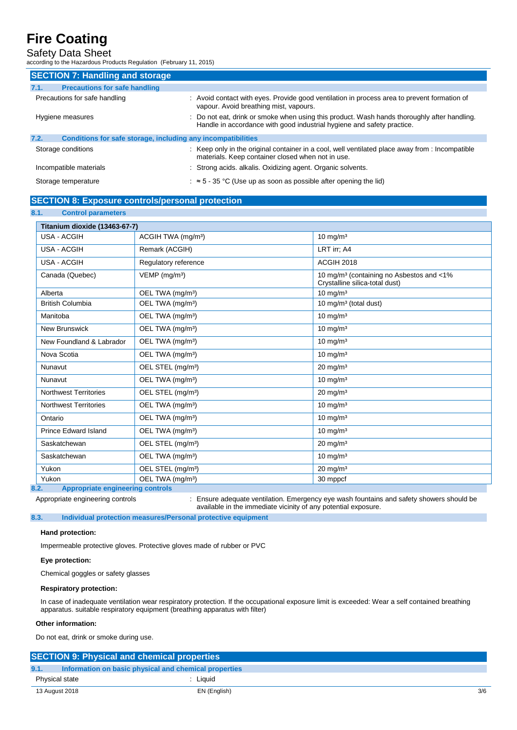## SECTION 7: Handling and storage

### 7.1. Precautions for safe handling

Precautions for safe handling : Avoid contact with eyes. Provide good ventilation in process area to prevent formation of vapour. Avoid breathing mist, vapours.

Hygiene measures : Do not eat, drink or smoke when using this product. Wash hands thoroughly after handling. Handle in accordance with good industrial hygiene and safety practice.

### 7.2. Conditions for safe storage, including any incompatibilities

Storage conditions : Keep only in the original container in a cool, well ventilated place away from : Incompatible materials. Keep container closed when not in use.

Incompatible materials : Strong acids. alkalis. Oxidizing agent. Organic solvents.

Storage temperature : ≈ 5 - 35 °C (Use up as soon as possible after opening the lid)

## SECTION 8: Exposure controls/personal protection

### 8.1. Control parameters

| Titanium dioxide (13463-67-7) | | |
|---|---|---|
| USA - ACGIH | ACGIH TWA (mg/m³) | 10 mg/m³ |
| USA - ACGIH | Remark (ACGIH) | LRT irr; A4 |
| USA - ACGIH | Regulatory reference | ACGIH 2018 |
| Canada (Quebec) | VEMP (mg/m³) | 10 mg/m³ (containing no Asbestos and <1% Crystalline silica-total dust) |
| Alberta | OEL TWA (mg/m³) | 10 mg/m³ |
| British Columbia | OEL TWA (mg/m³) | 10 mg/m³ (total dust) |
| Manitoba | OEL TWA (mg/m³) | 10 mg/m³ |
| New Brunswick | OEL TWA (mg/m³) | 10 mg/m³ |
| New Foundland & Labrador | OEL TWA (mg/m³) | 10 mg/m³ |
| Nova Scotia | OEL TWA (mg/m³) | 10 mg/m³ |
| Nunavut | OEL STEL (mg/m³) | 20 mg/m³ |
| Nunavut | OEL TWA (mg/m³) | 10 mg/m³ |
| Northwest Territories | OEL STEL (mg/m³) | 20 mg/m³ |
| Northwest Territories | OEL TWA (mg/m³) | 10 mg/m³ |
| Ontario | OEL TWA (mg/m³) | 10 mg/m³ |
| Prince Edward Island | OEL TWA (mg/m³) | 10 mg/m³ |
| Saskatchewan | OEL STEL (mg/m³) | 20 mg/m³ |
| Saskatchewan | OEL TWA (mg/m³) | 10 mg/m³ |
| Yukon | OEL STEL (mg/m³) | 20 mg/m³ |
| Yukon | OEL TWA (mg/m³) | 30 mppcf |

### 8.2. Appropriate engineering controls

Appropriate engineering controls : Ensure adequate ventilation. Emergency eye wash fountains and safety showers should be available in the immediate vicinity of any potential exposure.

### 8.3. Individual protection measures/Personal protective equipment

**Hand protection:**

Impermeable protective gloves. Protective gloves made of rubber or PVC

**Eye protection:**

Chemical goggles or safety glasses

**Respiratory protection:**

In case of inadequate ventilation wear respiratory protection. If the occupational exposure limit is exceeded: Wear a self contained breathing apparatus. suitable respiratory equipment (breathing apparatus with filter)

**Other information:**

Do not eat, drink or smoke during use.

## SECTION 9: Physical and chemical properties

### 9.1. Information on basic physical and chemical properties

Physical state : Liquid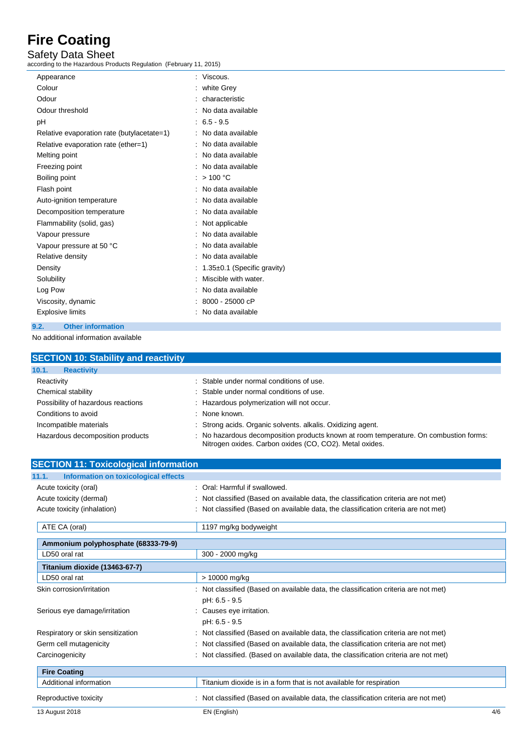| | |
|---|---|
| Appearance | : Viscous. |
| Colour | : white Grey |
| Odour | : characteristic |
| Odour threshold | : No data available |
| pH | : 6.5 - 9.5 |
| Relative evaporation rate (butylacetate=1) | : No data available |
| Relative evaporation rate (ether=1) | : No data available |
| Melting point | : No data available |
| Freezing point | : No data available |
| Boiling point | : > 100 °C |
| Flash point | : No data available |
| Auto-ignition temperature | : No data available |
| Decomposition temperature | : No data available |
| Flammability (solid, gas) | : Not applicable |
| Vapour pressure | : No data available |
| Vapour pressure at 50 °C | : No data available |
| Relative density | : No data available |
| Density | : 1.35±0.1 (Specific gravity) |
| Solubility | : Miscible with water. |
| Log Pow | : No data available |
| Viscosity, dynamic | : 8000 - 25000 cP |
| Explosive limits | : No data available |

### 9.2. Other information

No additional information available

## SECTION 10: Stability and reactivity

### 10.1. Reactivity

| | |
|---|---|
| Reactivity | : Stable under normal conditions of use. |
| Chemical stability | : Stable under normal conditions of use. |
| Possibility of hazardous reactions | : Hazardous polymerization will not occur. |
| Conditions to avoid | : None known. |
| Incompatible materials | : Strong acids. Organic solvents. alkalis. Oxidizing agent. |
| Hazardous decomposition products | : No hazardous decomposition products known at room temperature. On combustion forms: Nitrogen oxides. Carbon oxides (CO, $CO_2$). Metal oxides. |

## SECTION 11: Toxicological information

### 11.1. Information on toxicological effects

| | |
|---|---|
| Acute toxicity (oral) | : Oral: Harmful if swallowed. |
| Acute toxicity (dermal) | : Not classified (Based on available data, the classification criteria are not met) |
| Acute toxicity (inhalation) | : Not classified (Based on available data, the classification criteria are not met) |

| | |
|---|---|
| ATE CA (oral) | 1197 mg/kg bodyweight |

| **Ammonium polyphosphate (68333-79-9)** | |
|---|---|
| LD50 oral rat | 300 - 2000 mg/kg |
| **Titanium dioxide (13463-67-7)** | |
| LD50 oral rat | > 10000 mg/kg |

| | |
|---|---|
| Skin corrosion/irritation | : Not classified (Based on available data, the classification criteria are not met)<br>pH: 6.5 - 9.5 |
| Serious eye damage/irritation | : Causes eye irritation.<br>pH: 6.5 - 9.5 |
| Respiratory or skin sensitization | : Not classified (Based on available data, the classification criteria are not met) |
| Germ cell mutagenicity | : Not classified (Based on available data, the classification criteria are not met) |
| Carcinogenicity | : Not classified. (Based on available data, the classification criteria are not met) |

| **Fire Coating** | |
|---|---|
| Additional information | Titanium dioxide is in a form that is not available for respiration |

| | |
|---|---|
| Reproductive toxicity | : Not classified (Based on available data, the classification criteria are not met) |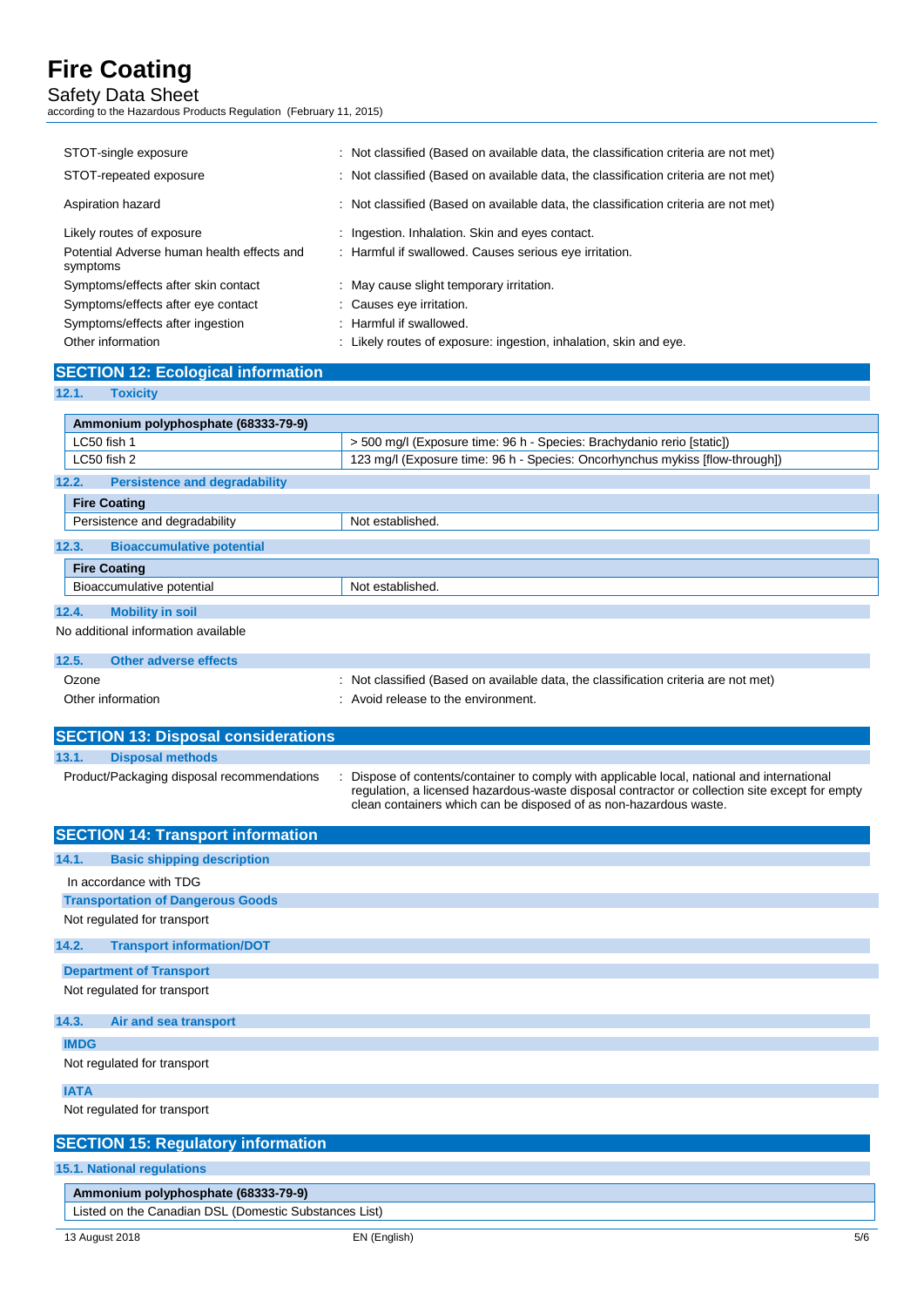| | |
|---|---|
| STOT-single exposure | : Not classified (Based on available data, the classification criteria are not met) |
| STOT-repeated exposure | : Not classified (Based on available data, the classification criteria are not met) |
| Aspiration hazard | : Not classified (Based on available data, the classification criteria are not met) |
| Likely routes of exposure | : Ingestion. Inhalation. Skin and eyes contact. |
| Potential Adverse human health effects and symptoms | : Harmful if swallowed. Causes serious eye irritation. |
| Symptoms/effects after skin contact | : May cause slight temporary irritation. |
| Symptoms/effects after eye contact | : Causes eye irritation. |
| Symptoms/effects after ingestion | : Harmful if swallowed. |
| Other information | : Likely routes of exposure: ingestion, inhalation, skin and eye. |

## SECTION 12: Ecological information

### 12.1. Toxicity

| Ammonium polyphosphate (68333-79-9) | |
|---|---|
| LC50 fish 1 | > 500 mg/l (Exposure time: 96 h - Species: Brachydanio rerio [static]) |
| LC50 fish 2 | 123 mg/l (Exposure time: 96 h - Species: Oncorhynchus mykiss [flow-through]) |

### 12.2. Persistence and degradability

| Fire Coating | |
|---|---|
| Persistence and degradability | Not established. |

### 12.3. Bioaccumulative potential

| Fire Coating | |
|---|---|
| Bioaccumulative potential | Not established. |

### 12.4. Mobility in soil

No additional information available

### 12.5. Other adverse effects

| | |
|---|---|
| Ozone | : Not classified (Based on available data, the classification criteria are not met) |
| Other information | : Avoid release to the environment. |

## SECTION 13: Disposal considerations

### 13.1. Disposal methods

| | |
|---|---|
| Product/Packaging disposal recommendations | : Dispose of contents/container to comply with applicable local, national and international regulation, a licensed hazardous-waste disposal contractor or collection site except for empty clean containers which can be disposed of as non-hazardous waste. |

## SECTION 14: Transport information

### 14.1. Basic shipping description

In accordance with TDG

**Transportation of Dangerous Goods**

Not regulated for transport

### 14.2. Transport information/DOT

**Department of Transport**

Not regulated for transport

### 14.3. Air and sea transport

**IMDG**

Not regulated for transport

**IATA**

Not regulated for transport

## SECTION 15: Regulatory information

### 15.1. National regulations

| Ammonium polyphosphate (68333-79-9) |
|---|
| Listed on the Canadian DSL (Domestic Substances List) |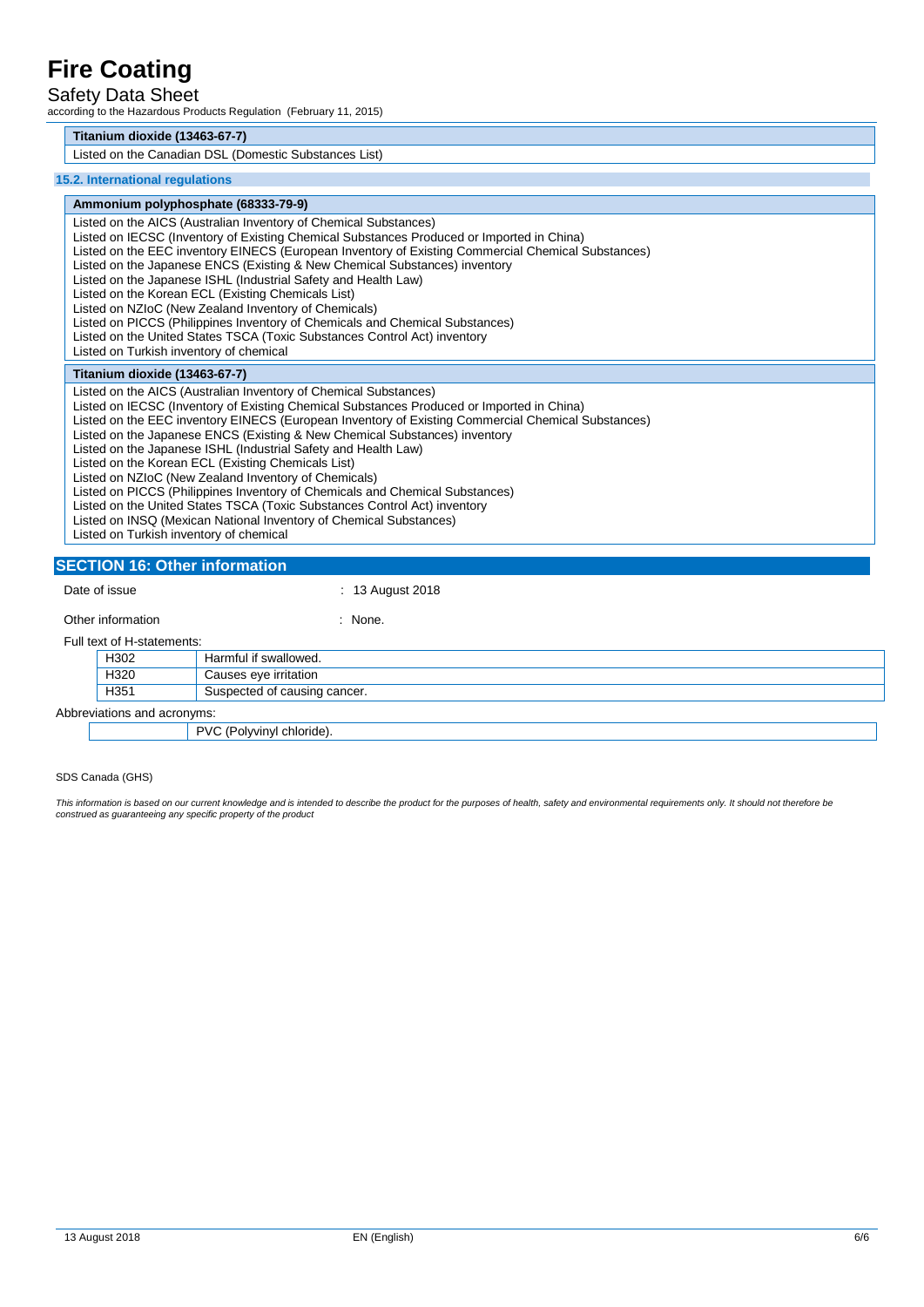| Titanium dioxide (13463-67-7) |
| --- |
| Listed on the Canadian DSL (Domestic Substances List) |

### 15.2. International regulations

| Ammonium polyphosphate (68333-79-9) |
| --- |
| Listed on the AICS (Australian Inventory of Chemical Substances)<br>Listed on IECSC (Inventory of Existing Chemical Substances Produced or Imported in China)<br>Listed on the EEC inventory EINECS (European Inventory of Existing Commercial Chemical Substances)<br>Listed on the Japanese ENCS (Existing & New Chemical Substances) inventory<br>Listed on the Japanese ISHL (Industrial Safety and Health Law)<br>Listed on the Korean ECL (Existing Chemicals List)<br>Listed on NZIoC (New Zealand Inventory of Chemicals)<br>Listed on PICCS (Philippines Inventory of Chemicals and Chemical Substances)<br>Listed on the United States TSCA (Toxic Substances Control Act) inventory<br>Listed on Turkish inventory of chemical |

| Titanium dioxide (13463-67-7) |
| --- |
| Listed on the AICS (Australian Inventory of Chemical Substances)<br>Listed on IECSC (Inventory of Existing Chemical Substances Produced or Imported in China)<br>Listed on the EEC inventory EINECS (European Inventory of Existing Commercial Chemical Substances)<br>Listed on the Japanese ENCS (Existing & New Chemical Substances) inventory<br>Listed on the Japanese ISHL (Industrial Safety and Health Law)<br>Listed on the Korean ECL (Existing Chemicals List)<br>Listed on NZIoC (New Zealand Inventory of Chemicals)<br>Listed on PICCS (Philippines Inventory of Chemicals and Chemical Substances)<br>Listed on the United States TSCA (Toxic Substances Control Act) inventory<br>Listed on INSQ (Mexican National Inventory of Chemical Substances)<br>Listed on Turkish inventory of chemical |

## SECTION 16: Other information

Date of issue : 13 August 2018

Other information : None.

Full text of H-statements:

| | |
| --- | --- |
| H302 | Harmful if swallowed. |
| H320 | Causes eye irritation |
| H351 | Suspected of causing cancer. |

Abbreviations and acronyms:

| | |
| --- | --- |
| | PVC (Polyvinyl chloride). |

SDS Canada (GHS)

*This information is based on our current knowledge and is intended to describe the product for the purposes of health, safety and environmental requirements only. It should not therefore be construed as guaranteeing any specific property of the product*